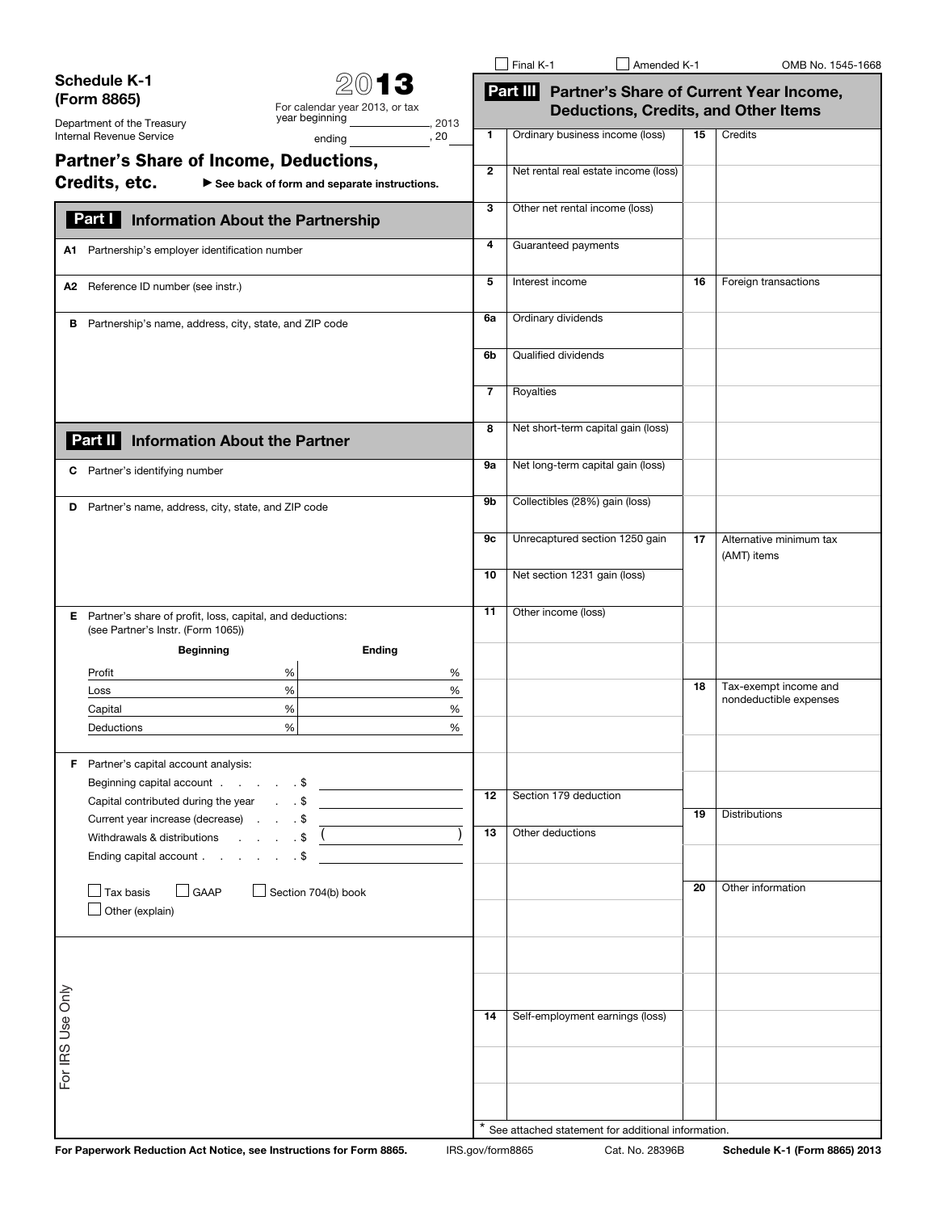Final K-1 ☐ Amended K-1 ☐ OMB No. 1545-1668

# Schedule K-1 (Form 8865)

**2013**

For calendar year 2013, or tax year beginning ____________, 2013 ending ____________, 20 ____

Department of the Treasury
Internal Revenue Service

## Partner's Share of Income, Deductions, Credits, etc.

▶ See back of form and separate instructions.

## Part I Information About the Partnership

**A1** Partnership's employer identification number

**A2** Reference ID number (see instr.)

**B** Partnership's name, address, city, state, and ZIP code

## Part II Information About the Partner

**C** Partner's identifying number

**D** Partner's name, address, city, state, and ZIP code

**E** Partner's share of profit, loss, capital, and deductions: (see Partner's Instr. (Form 1065))

| | Beginning | Ending |
|---|---|---|
| Profit | % | % |
| Loss | % | % |
| Capital | % | % |
| Deductions | % | % |

**F** Partner's capital account analysis:

| | |
|---|---|
| Beginning capital account . . . . . . $ | |
| Capital contributed during the year . . $ | |
| Current year increase (decrease) . . . $ | |
| Withdrawals & distributions . . . . . $ | ( ) |
| Ending capital account . . . . . . . $ | |

☐ Tax basis ☐ GAAP ☐ Section 704(b) book
☐ Other (explain)

For IRS Use Only

## Part III Partner's Share of Current Year Income, Deductions, Credits, and Other Items

| | | | |
|---|---|---|---|
| **1** | Ordinary business income (loss) | **15** | Credits |
| **2** | Net rental real estate income (loss) | | |
| **3** | Other net rental income (loss) | | |
| **4** | Guaranteed payments | | |
| **5** | Interest income | **16** | Foreign transactions |
| **6a** | Ordinary dividends | | |
| **6b** | Qualified dividends | | |
| **7** | Royalties | | |
| **8** | Net short-term capital gain (loss) | | |
| **9a** | Net long-term capital gain (loss) | | |
| **9b** | Collectibles (28%) gain (loss) | | |
| **9c** | Unrecaptured section 1250 gain | **17** | Alternative minimum tax (AMT) items |
| **10** | Net section 1231 gain (loss) | | |
| **11** | Other income (loss) | | |
| | | | |
| | | **18** | Tax-exempt income and nondeductible expenses |
| | | | |
| | | | |
| **12** | Section 179 deduction | | |
| | | **19** | Distributions |
| **13** | Other deductions | | |
| | | **20** | Other information |
| | | | |
| | | | |
| | | | |
| **14** | Self-employment earnings (loss) | | |
| | | | |
| | | | |

\* See attached statement for additional information.

For Paperwork Reduction Act Notice, see Instructions for Form 8865. IRS.gov/form8865 Cat. No. 28396B **Schedule K-1 (Form 8865) 2013**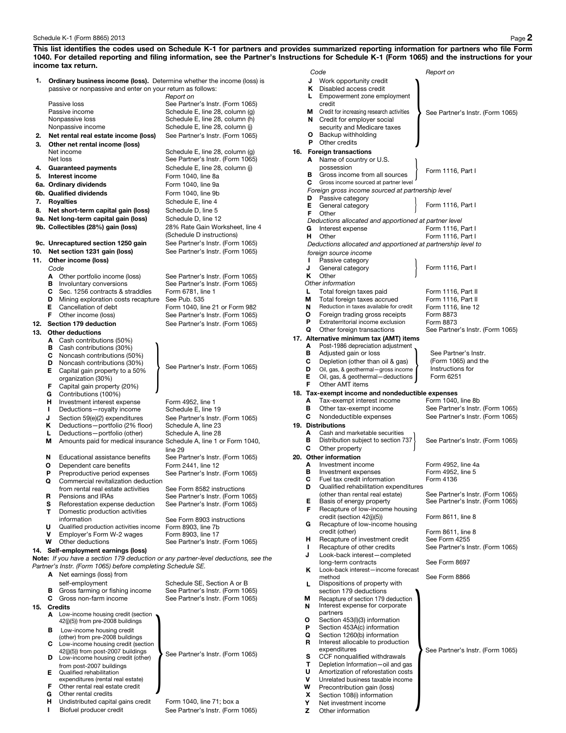This list identifies the codes used on Schedule K-1 for partners and provides summarized reporting information for partners who file Form 1040. For detailed reporting and filing information, see the Partner's Instructions for Schedule K-1 (Form 1065) and the instructions for your income tax return.

| | | Report on |
|---|---|---|
| **1.** | **Ordinary business income (loss).** Determine whether the income (loss) is passive or nonpassive and enter on your return as follows: | |
| | Passive loss | See Partner's Instr. (Form 1065) |
| | Passive income | Schedule E, line 28, column (g) |
| | Nonpassive loss | Schedule E, line 28, column (h) |
| | Nonpassive income | Schedule E, line 28, column (j) |
| **2.** | **Net rental real estate income (loss)** | See Partner's Instr. (Form 1065) |
| **3.** | **Other net rental income (loss)** | |
| | Net income | Schedule E, line 28, column (g) |
| | Net loss | See Partner's Instr. (Form 1065) |
| **4.** | **Guaranteed payments** | Schedule E, line 28, column (j) |
| **5.** | **Interest income** | Form 1040, line 8a |
| **6a.** | **Ordinary dividends** | Form 1040, line 9a |
| **6b.** | **Qualified dividends** | Form 1040, line 9b |
| **7.** | **Royalties** | Schedule E, line 4 |
| **8.** | **Net short-term capital gain (loss)** | Schedule D, line 5 |
| **9a.** | **Net long-term capital gain (loss)** | Schedule D, line 12 |
| **9b.** | **Collectibles (28%) gain (loss)** | 28% Rate Gain Worksheet, line 4 (Schedule D instructions) |
| **9c.** | **Unrecaptured section 1250 gain** | See Partner's Instr. (Form 1065) |
| **10.** | **Net section 1231 gain (loss)** | See Partner's Instr. (Form 1065) |
| **11.** | **Other income (loss)** | |

| Code | | Report on |
|---|---|---|
| **A** | Other portfolio income (loss) | See Partner's Instr. (Form 1065) |
| **B** | Involuntary conversions | See Partner's Instr. (Form 1065) |
| **C** | Sec. 1256 contracts & straddles | Form 6781, line 1 |
| **D** | Mining exploration costs recapture | See Pub. 535 |
| **E** | Cancellation of debt | Form 1040, line 21 or Form 982 |
| **F** | Other income (loss) | See Partner's Instr. (Form 1065) |

| | | |
|---|---|---|
| **12.** | **Section 179 deduction** | See Partner's Instr. (Form 1065) |
| **13.** | **Other deductions** | |
| **A** | Cash contributions (50%) | See Partner's Instr. (Form 1065) |
| **B** | Cash contributions (30%) | See Partner's Instr. (Form 1065) |
| **C** | Noncash contributions (50%) | See Partner's Instr. (Form 1065) |
| **D** | Noncash contributions (30%) | See Partner's Instr. (Form 1065) |
| **E** | Capital gain property to a 50% organization (30%) | See Partner's Instr. (Form 1065) |
| **F** | Capital gain property (20%) | See Partner's Instr. (Form 1065) |
| **G** | Contributions (100%) | See Partner's Instr. (Form 1065) |
| **H** | Investment interest expense | Form 4952, line 1 |
| **I** | Deductions—royalty income | Schedule E, line 19 |
| **J** | Section 59(e)(2) expenditures | See Partner's Instr. (Form 1065) |
| **K** | Deductions—portfolio (2% floor) | Schedule A, line 23 |
| **L** | Deductions—portfolio (other) | Schedule A, line 28 |
| **M** | Amounts paid for medical insurance | Schedule A, line 1 or Form 1040, line 29 |
| **N** | Educational assistance benefits | See Partner's Instr. (Form 1065) |
| **O** | Dependent care benefits | Form 2441, line 12 |
| **P** | Preproductive period expenses | See Partner's Instr. (Form 1065) |
| **Q** | Commercial revitalization deduction from rental real estate activities | See Form 8582 instructions |
| **R** | Pensions and IRAs | See Partner's Instr. (Form 1065) |
| **S** | Reforestation expense deduction | See Partner's Instr. (Form 1065) |
| **T** | Domestic production activities information | See Form 8903 instructions |
| **U** | Qualified production activities income | Form 8903, line 7b |
| **V** | Employer's Form W-2 wages | Form 8903, line 17 |
| **W** | Other deductions | See Partner's Instr. (Form 1065) |

**14. Self-employment earnings (loss)**

**Note:** *If you have a section 179 deduction or any partner-level deductions, see the Partner's Instr. (Form 1065) before completing Schedule SE.*

| | | |
|---|---|---|
| **A** | Net earnings (loss) from self-employment | Schedule SE, Section A or B |
| **B** | Gross farming or fishing income | See Partner's Instr. (Form 1065) |
| **C** | Gross non-farm income | See Partner's Instr. (Form 1065) |

**15. Credits**

| | | |
|---|---|---|
| **A** | Low-income housing credit (section 42(j)(5)) from pre-2008 buildings | See Partner's Instr. (Form 1065) |
| **B** | Low-income housing credit (other) from pre-2008 buildings | See Partner's Instr. (Form 1065) |
| **C** | Low-income housing credit (section 42(j)(5)) from post-2007 buildings | See Partner's Instr. (Form 1065) |
| **D** | Low-income housing credit (other) from post-2007 buildings | See Partner's Instr. (Form 1065) |
| **E** | Qualified rehabilitation expenditures (rental real estate) | See Partner's Instr. (Form 1065) |
| **F** | Other rental real estate credit | See Partner's Instr. (Form 1065) |
| **G** | Other rental credits | See Partner's Instr. (Form 1065) |
| **H** | Undistributed capital gains credit | Form 1040, line 71; box a |
| **I** | Biofuel producer credit | See Partner's Instr. (Form 1065) |
| **J** | Work opportunity credit | See Partner's Instr. (Form 1065) |
| **K** | Disabled access credit | See Partner's Instr. (Form 1065) |
| **L** | Empowerment zone employment credit | See Partner's Instr. (Form 1065) |
| **M** | Credit for increasing research activities | See Partner's Instr. (Form 1065) |
| **N** | Credit for employer social security and Medicare taxes | See Partner's Instr. (Form 1065) |
| **O** | Backup withholding | See Partner's Instr. (Form 1065) |
| **P** | Other credits | See Partner's Instr. (Form 1065) |

**16. Foreign transactions**

| | | |
|---|---|---|
| **A** | Name of country or U.S. possession | Form 1116, Part I |
| **B** | Gross income from all sources | Form 1116, Part I |
| **C** | Gross income sourced at partner level | Form 1116, Part I |
| | *Foreign gross income sourced at partnership level* | |
| **D** | Passive category | Form 1116, Part I |
| **E** | General category | Form 1116, Part I |
| **F** | Other | Form 1116, Part I |
| | *Deductions allocated and apportioned at partner level* | |
| **G** | Interest expense | Form 1116, Part I |
| **H** | Other | Form 1116, Part I |
| | *Deductions allocated and apportioned at partnership level to foreign source income* | |
| **I** | Passive category | Form 1116, Part I |
| **J** | General category | Form 1116, Part I |
| **K** | Other | Form 1116, Part I |
| | *Other information* | |
| **L** | Total foreign taxes paid | Form 1116, Part II |
| **M** | Total foreign taxes accrued | Form 1116, Part II |
| **N** | Reduction in taxes available for credit | Form 1116, line 12 |
| **O** | Foreign trading gross receipts | Form 8873 |
| **P** | Extraterritorial income exclusion | Form 8873 |
| **Q** | Other foreign transactions | See Partner's Instr. (Form 1065) |

**17. Alternative minimum tax (AMT) items**

| | | |
|---|---|---|
| **A** | Post-1986 depreciation adjustment | See Partner's Instr. (Form 1065) and the Instructions for Form 6251 |
| **B** | Adjusted gain or loss | See Partner's Instr. (Form 1065) and the Instructions for Form 6251 |
| **C** | Depletion (other than oil & gas) | See Partner's Instr. (Form 1065) and the Instructions for Form 6251 |
| **D** | Oil, gas, & geothermal—gross income | See Partner's Instr. (Form 1065) and the Instructions for Form 6251 |
| **E** | Oil, gas, & geothermal—deductions | See Partner's Instr. (Form 1065) and the Instructions for Form 6251 |
| **F** | Other AMT items | See Partner's Instr. (Form 1065) and the Instructions for Form 6251 |

**18. Tax-exempt income and nondeductible expenses**

| | | |
|---|---|---|
| **A** | Tax-exempt interest income | Form 1040, line 8b |
| **B** | Other tax-exempt income | See Partner's Instr. (Form 1065) |
| **C** | Nondeductible expenses | See Partner's Instr. (Form 1065) |

**19. Distributions**

| | | |
|---|---|---|
| **A** | Cash and marketable securities | See Partner's Instr. (Form 1065) |
| **B** | Distribution subject to section 737 | See Partner's Instr. (Form 1065) |
| **C** | Other property | See Partner's Instr. (Form 1065) |

**20. Other information**

| | | |
|---|---|---|
| **A** | Investment income | Form 4952, line 4a |
| **B** | Investment expenses | Form 4952, line 5 |
| **C** | Fuel tax credit information | Form 4136 |
| **D** | Qualified rehabilitation expenditures (other than rental real estate) | See Partner's Instr. (Form 1065) |
| **E** | Basis of energy property | See Partner's Instr. (Form 1065) |
| **F** | Recapture of low-income housing credit (section 42(j)(5)) | Form 8611, line 8 |
| **G** | Recapture of low-income housing credit (other) | Form 8611, line 8 |
| **H** | Recapture of investment credit | See Form 4255 |
| **I** | Recapture of other credits | See Partner's Instr. (Form 1065) |
| **J** | Look-back interest—completed long-term contracts | See Form 8697 |
| **K** | Look-back interest—income forecast method | See Form 8866 |
| **L** | Dispositions of property with section 179 deductions | See Partner's Instr. (Form 1065) |
| **M** | Recapture of section 179 deduction | See Partner's Instr. (Form 1065) |
| **N** | Interest expense for corporate partners | See Partner's Instr. (Form 1065) |
| **O** | Section 453(l)(3) information | See Partner's Instr. (Form 1065) |
| **P** | Section 453A(c) information | See Partner's Instr. (Form 1065) |
| **Q** | Section 1260(b) information | See Partner's Instr. (Form 1065) |
| **R** | Interest allocable to production expenditures | See Partner's Instr. (Form 1065) |
| **S** | CCF nonqualified withdrawals | See Partner's Instr. (Form 1065) |
| **T** | Depletion information—oil and gas | See Partner's Instr. (Form 1065) |
| **U** | Amortization of reforestation costs | See Partner's Instr. (Form 1065) |
| **V** | Unrelated business taxable income | See Partner's Instr. (Form 1065) |
| **W** | Precontribution gain (loss) | See Partner's Instr. (Form 1065) |
| **X** | Section 108(i) information | See Partner's Instr. (Form 1065) |
| **Y** | Net investment income | See Partner's Instr. (Form 1065) |
| **Z** | Other information | See Partner's Instr. (Form 1065) |